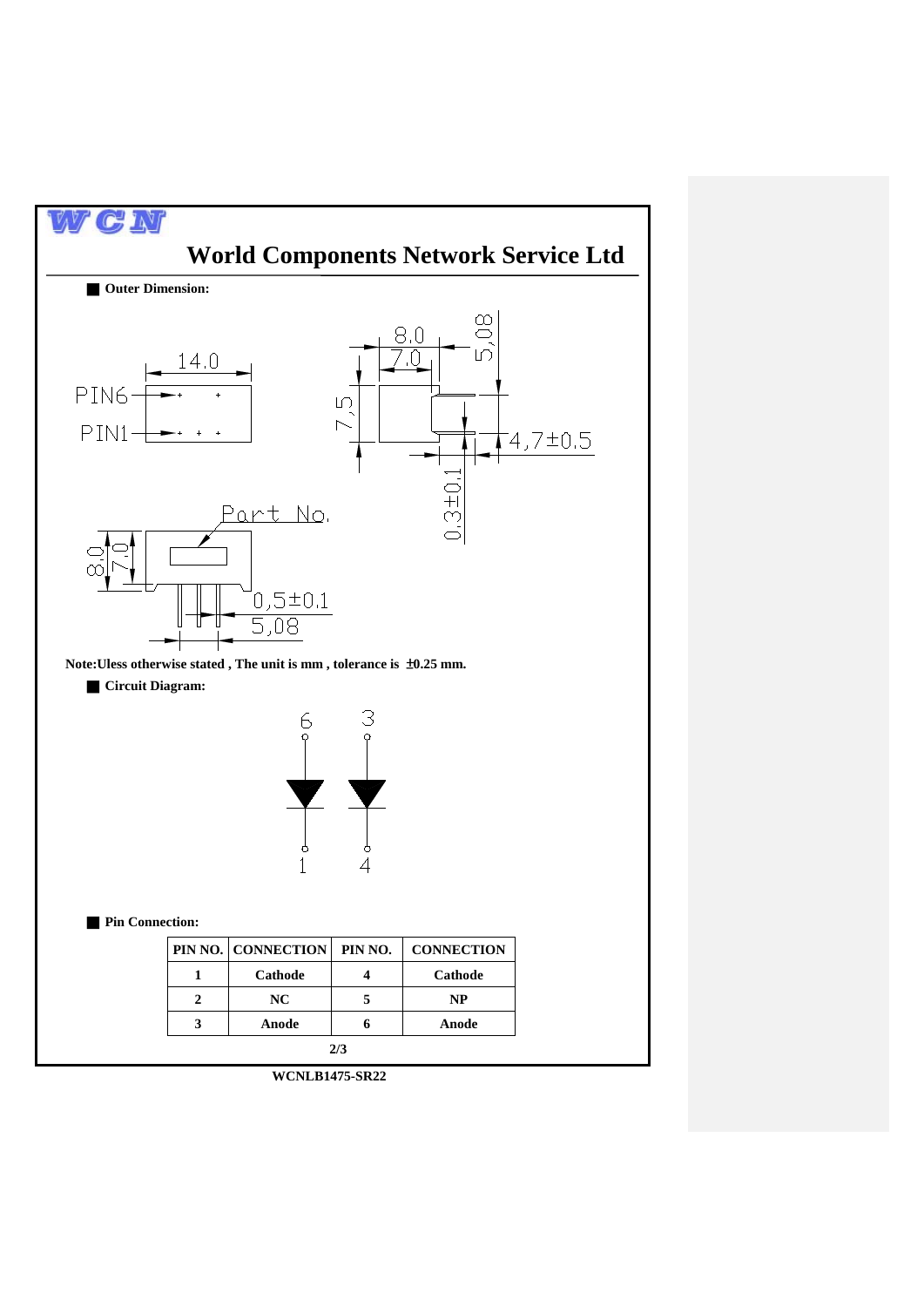WCN

# World Components Network Service Ltd

## Outer Dimension:

PIN6

PIN1

14.0

8.0

7.0

5,08

7.5

4,7±0.5

0.3±0.1

Part No.

8.0

7.0

0,5±0.1

5,08

**Note:Uless otherwise stated , The unit is mm , tolerance is ±0.25 mm.**

## Circuit Diagram:

6 3

1 4

## Pin Connection:

| PIN NO. | CONNECTION | PIN NO. | CONNECTION |
|---|---|---|---|
| 1 | Cathode | 4 | Cathode |
| 2 | NC | 5 | NP |
| 3 | Anode | 6 | Anode |

WCNLB1475-SR22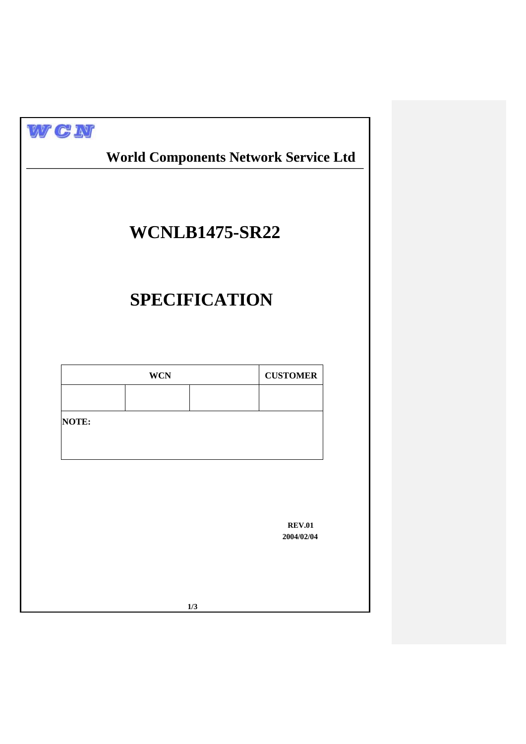WCN

# World Components Network Service Ltd

# WCNLB1475-SR22

# SPECIFICATION

| WCN | | | CUSTOMER |
| --- | --- | --- | --- |
| | | | |
| NOTE: | | | |

**REV.01**
**2004/02/04**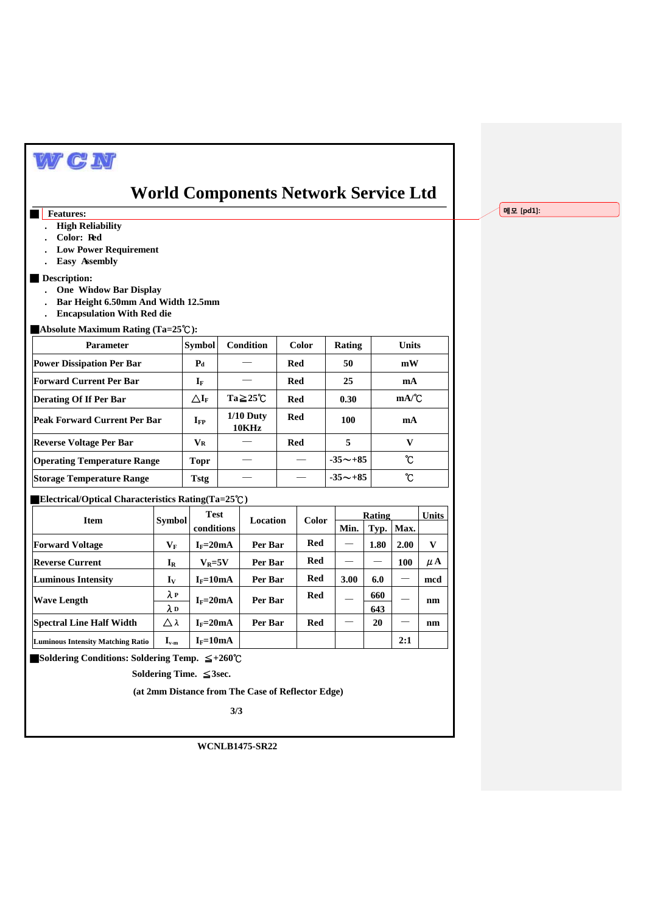WCN

# World Components Network Service Ltd

## Features:

- High Reliability
- Color: Red
- Low Power Requirement
- Easy Assembly

## Description:

- One Window Bar Display
- Bar Height 6.50mm And Width 12.5mm
- Encapsulation With Red die

## Absolute Maximum Rating (Ta=25℃):

| Parameter | Symbol | Condition | Color | Rating | Units |
|---|---|---|---|---|---|
| Power Dissipation Per Bar | $P_d$ | — | Red | 50 | mW |
| Forward Current Per Bar | $I_F$ | — | Red | 25 | mA |
| Derating Of If Per Bar | $\triangle I_F$ | Ta≧25℃ | Red | 0.30 | mA/℃ |
| Peak Forward Current Per Bar | $I_{FP}$ | 1/10 Duty 10KHz | Red | 100 | mA |
| Reverse Voltage Per Bar | $V_R$ | — | Red | 5 | V |
| Operating Temperature Range | Topr | — | — | -35～+85 | ℃ |
| Storage Temperature Range | Tstg | — | — | -35～+85 | ℃ |

## Electrical/Optical Characteristics Rating(Ta=25℃)

| Item | Symbol | Test conditions | Location | Color | Rating Min. | Rating Typ. | Rating Max. | Units |
|---|---|---|---|---|---|---|---|---|
| Forward Voltage | $V_F$ | $I_F$=20mA | Per Bar | Red | — | 1.80 | 2.00 | V |
| Reverse Current | $I_R$ | $V_R$=5V | Per Bar | Red | — | — | 100 | μA |
| Luminous Intensity | $I_V$ | $I_F$=10mA | Per Bar | Red | 3.00 | 6.0 | — | mcd |
| Wave Length | $\lambda_P$ / $\lambda_D$ | $I_F$=20mA | Per Bar | Red | — | 660 / 643 | — | nm |
| Spectral Line Half Width | $\triangle\lambda$ | $I_F$=20mA | Per Bar | Red | — | 20 | — | nm |
| Luminous Intensity Matching Ratio | $I_{v\text{-}m}$ | $I_F$=10mA | | | | | 2:1 | |

## Soldering Conditions: Soldering Temp. ≦+260℃

Soldering Time. ≦3sec.

(at 2mm Distance from The Case of Reflector Edge)

WCNLB1475-SR22